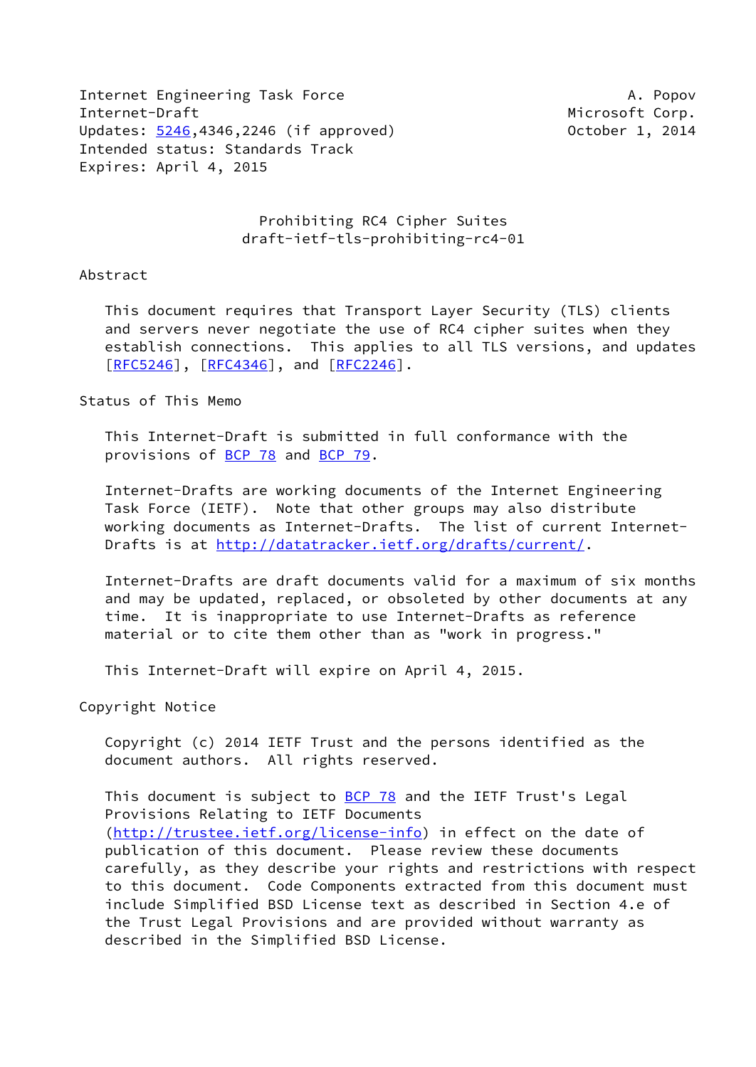Internet Engineering Task Force A. Popov
Internet-Draft Microsoft Corp.
Updates: 5246,4346,2246 (if approved) October 1, 2014
Intended status: Standards Track
Expires: April 4, 2015

# Prohibiting RC4 Cipher Suites
## draft-ietf-tls-prohibiting-rc4-01

## Abstract

This document requires that Transport Layer Security (TLS) clients and servers never negotiate the use of RC4 cipher suites when they establish connections. This applies to all TLS versions, and updates [RFC5246], [RFC4346], and [RFC2246].

## Status of This Memo

This Internet-Draft is submitted in full conformance with the provisions of BCP 78 and BCP 79.

Internet-Drafts are working documents of the Internet Engineering Task Force (IETF). Note that other groups may also distribute working documents as Internet-Drafts. The list of current Internet-Drafts is at http://datatracker.ietf.org/drafts/current/.

Internet-Drafts are draft documents valid for a maximum of six months and may be updated, replaced, or obsoleted by other documents at any time. It is inappropriate to use Internet-Drafts as reference material or to cite them other than as "work in progress."

This Internet-Draft will expire on April 4, 2015.

## Copyright Notice

Copyright (c) 2014 IETF Trust and the persons identified as the document authors. All rights reserved.

This document is subject to BCP 78 and the IETF Trust's Legal Provisions Relating to IETF Documents (http://trustee.ietf.org/license-info) in effect on the date of publication of this document. Please review these documents carefully, as they describe your rights and restrictions with respect to this document. Code Components extracted from this document must include Simplified BSD License text as described in Section 4.e of the Trust Legal Provisions and are provided without warranty as described in the Simplified BSD License.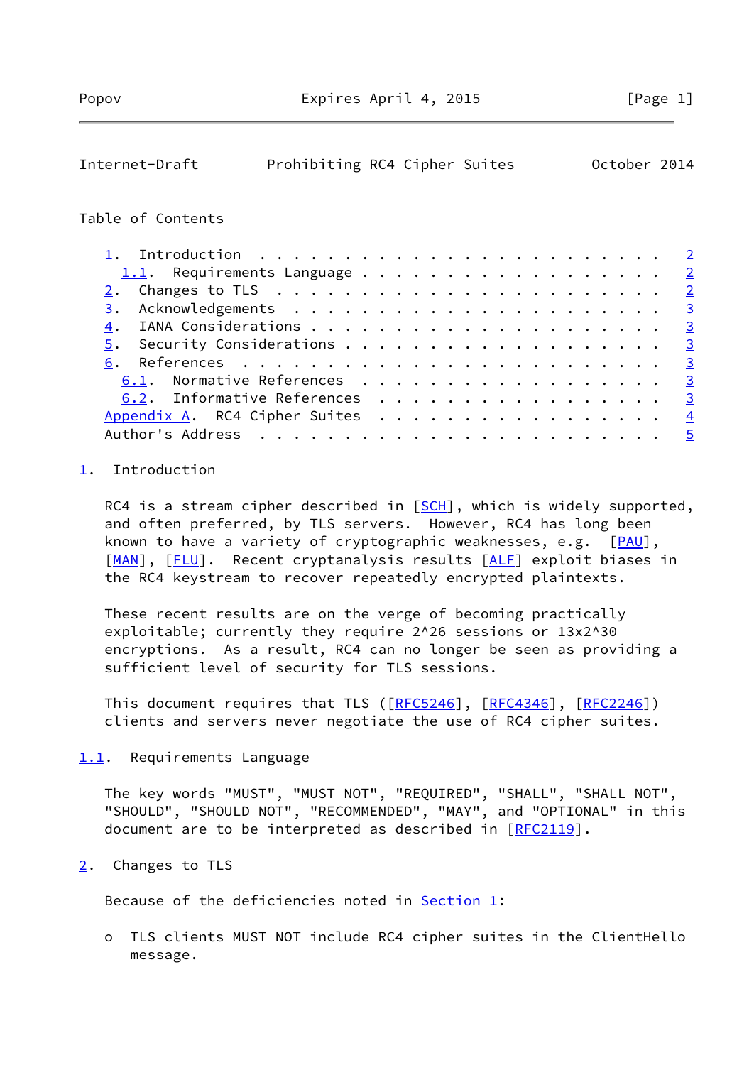Table of Contents

1. Introduction . . . . . . . . . . . . . . . . . . . . . . . . 2
   1.1. Requirements Language . . . . . . . . . . . . . . . . . . 2
2. Changes to TLS . . . . . . . . . . . . . . . . . . . . . . . 2
3. Acknowledgements . . . . . . . . . . . . . . . . . . . . . . 3
4. IANA Considerations . . . . . . . . . . . . . . . . . . . . . 3
5. Security Considerations . . . . . . . . . . . . . . . . . . . 3
6. References . . . . . . . . . . . . . . . . . . . . . . . . . 3
   6.1. Normative References . . . . . . . . . . . . . . . . . . 3
   6.2. Informative References . . . . . . . . . . . . . . . . . 3
Appendix A. RC4 Cipher Suites . . . . . . . . . . . . . . . . . 4
Author's Address . . . . . . . . . . . . . . . . . . . . . . . . 5

## 1. Introduction

RC4 is a stream cipher described in [SCH], which is widely supported, and often preferred, by TLS servers. However, RC4 has long been known to have a variety of cryptographic weaknesses, e.g. [PAU], [MAN], [FLU]. Recent cryptanalysis results [ALF] exploit biases in the RC4 keystream to recover repeatedly encrypted plaintexts.

These recent results are on the verge of becoming practically exploitable; currently they require $2^{26}$ sessions or $13 \times 2^{30}$ encryptions. As a result, RC4 can no longer be seen as providing a sufficient level of security for TLS sessions.

This document requires that TLS ([RFC5246], [RFC4346], [RFC2246]) clients and servers never negotiate the use of RC4 cipher suites.

### 1.1. Requirements Language

The key words "MUST", "MUST NOT", "REQUIRED", "SHALL", "SHALL NOT", "SHOULD", "SHOULD NOT", "RECOMMENDED", "MAY", and "OPTIONAL" in this document are to be interpreted as described in [RFC2119].

## 2. Changes to TLS

Because of the deficiencies noted in Section 1:

- TLS clients MUST NOT include RC4 cipher suites in the ClientHello message.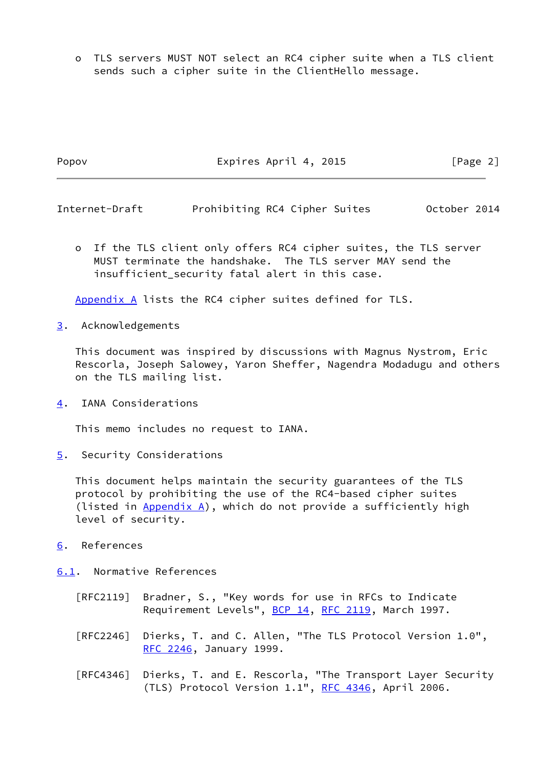o TLS servers MUST NOT select an RC4 cipher suite when a TLS client sends such a cipher suite in the ClientHello message.

o If the TLS client only offers RC4 cipher suites, the TLS server MUST terminate the handshake. The TLS server MAY send the insufficient_security fatal alert in this case.

Appendix A lists the RC4 cipher suites defined for TLS.

## 3. Acknowledgements

This document was inspired by discussions with Magnus Nystrom, Eric Rescorla, Joseph Salowey, Yaron Sheffer, Nagendra Modadugu and others on the TLS mailing list.

## 4. IANA Considerations

This memo includes no request to IANA.

## 5. Security Considerations

This document helps maintain the security guarantees of the TLS protocol by prohibiting the use of the RC4-based cipher suites (listed in Appendix A), which do not provide a sufficiently high level of security.

## 6. References

### 6.1. Normative References

[RFC2119] Bradner, S., "Key words for use in RFCs to Indicate Requirement Levels", BCP 14, RFC 2119, March 1997.

[RFC2246] Dierks, T. and C. Allen, "The TLS Protocol Version 1.0", RFC 2246, January 1999.

[RFC4346] Dierks, T. and E. Rescorla, "The Transport Layer Security (TLS) Protocol Version 1.1", RFC 4346, April 2006.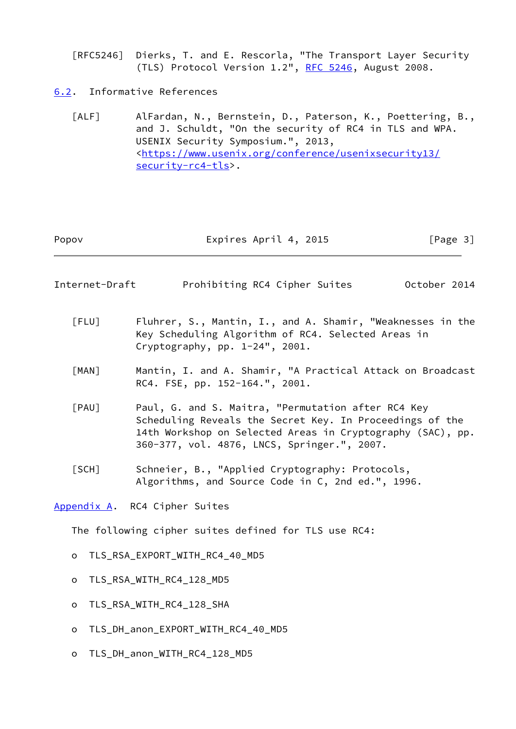[RFC5246] Dierks, T. and E. Rescorla, "The Transport Layer Security (TLS) Protocol Version 1.2", RFC 5246, August 2008.

## 6.2. Informative References

[ALF] AlFardan, N., Bernstein, D., Paterson, K., Poettering, B., and J. Schuldt, "On the security of RC4 in TLS and WPA. USENIX Security Symposium.", 2013, <https://www.usenix.org/conference/usenixsecurity13/security-rc4-tls>.

[FLU] Fluhrer, S., Mantin, I., and A. Shamir, "Weaknesses in the Key Scheduling Algorithm of RC4. Selected Areas in Cryptography, pp. 1-24", 2001.

[MAN] Mantin, I. and A. Shamir, "A Practical Attack on Broadcast RC4. FSE, pp. 152-164.", 2001.

[PAU] Paul, G. and S. Maitra, "Permutation after RC4 Key Scheduling Reveals the Secret Key. In Proceedings of the 14th Workshop on Selected Areas in Cryptography (SAC), pp. 360-377, vol. 4876, LNCS, Springer.", 2007.

[SCH] Schneier, B., "Applied Cryptography: Protocols, Algorithms, and Source Code in C, 2nd ed.", 1996.

## Appendix A. RC4 Cipher Suites

The following cipher suites defined for TLS use RC4:

- TLS_RSA_EXPORT_WITH_RC4_40_MD5
- TLS_RSA_WITH_RC4_128_MD5
- TLS_RSA_WITH_RC4_128_SHA
- TLS_DH_anon_EXPORT_WITH_RC4_40_MD5
- TLS_DH_anon_WITH_RC4_128_MD5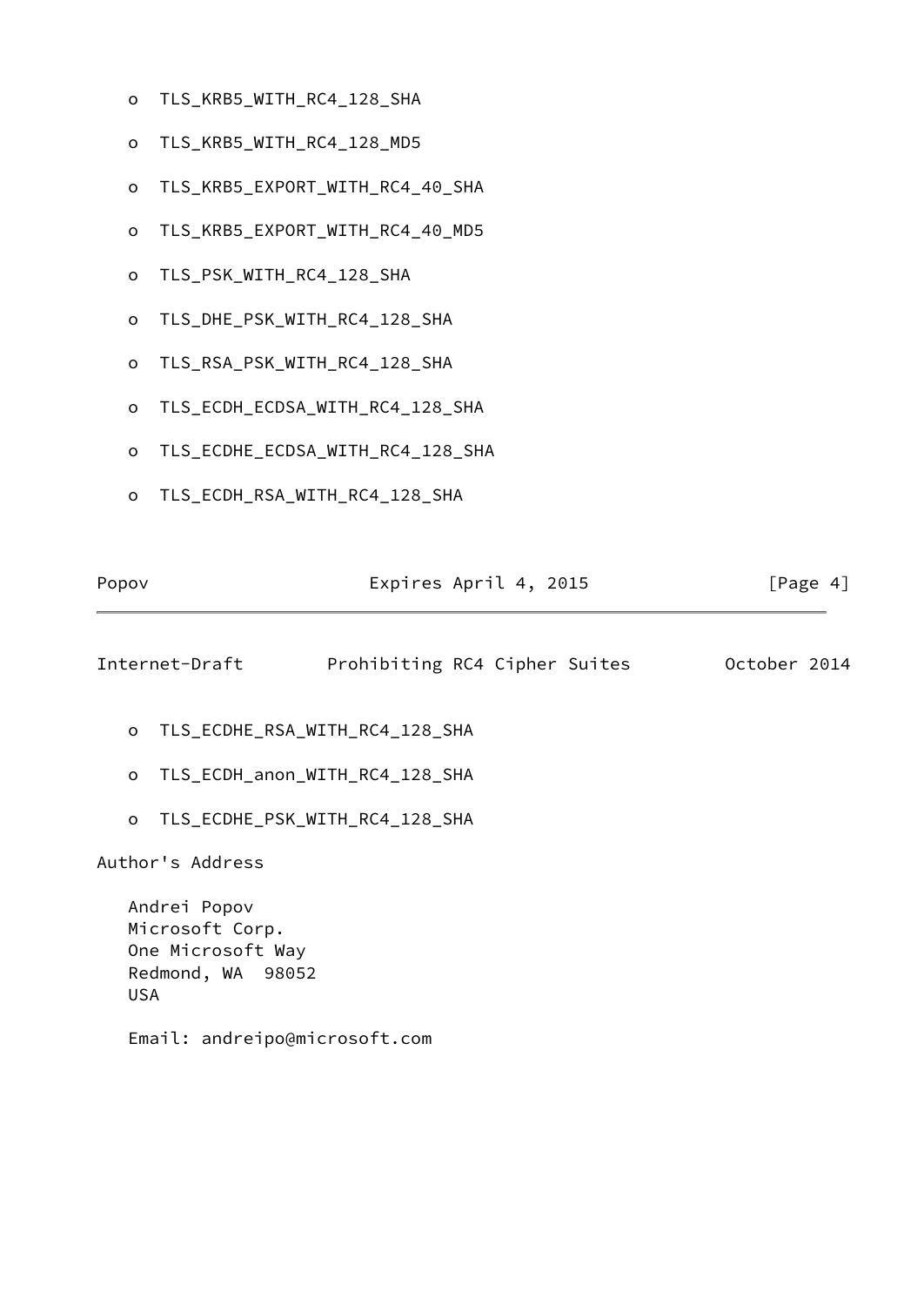- TLS_KRB5_WITH_RC4_128_SHA
- TLS_KRB5_WITH_RC4_128_MD5
- TLS_KRB5_EXPORT_WITH_RC4_40_SHA
- TLS_KRB5_EXPORT_WITH_RC4_40_MD5
- TLS_PSK_WITH_RC4_128_SHA
- TLS_DHE_PSK_WITH_RC4_128_SHA
- TLS_RSA_PSK_WITH_RC4_128_SHA
- TLS_ECDH_ECDSA_WITH_RC4_128_SHA
- TLS_ECDHE_ECDSA_WITH_RC4_128_SHA
- TLS_ECDH_RSA_WITH_RC4_128_SHA
- TLS_ECDHE_RSA_WITH_RC4_128_SHA
- TLS_ECDH_anon_WITH_RC4_128_SHA
- TLS_ECDHE_PSK_WITH_RC4_128_SHA

## Author's Address

Andrei Popov
Microsoft Corp.
One Microsoft Way
Redmond, WA  98052
USA

Email: andreipo@microsoft.com